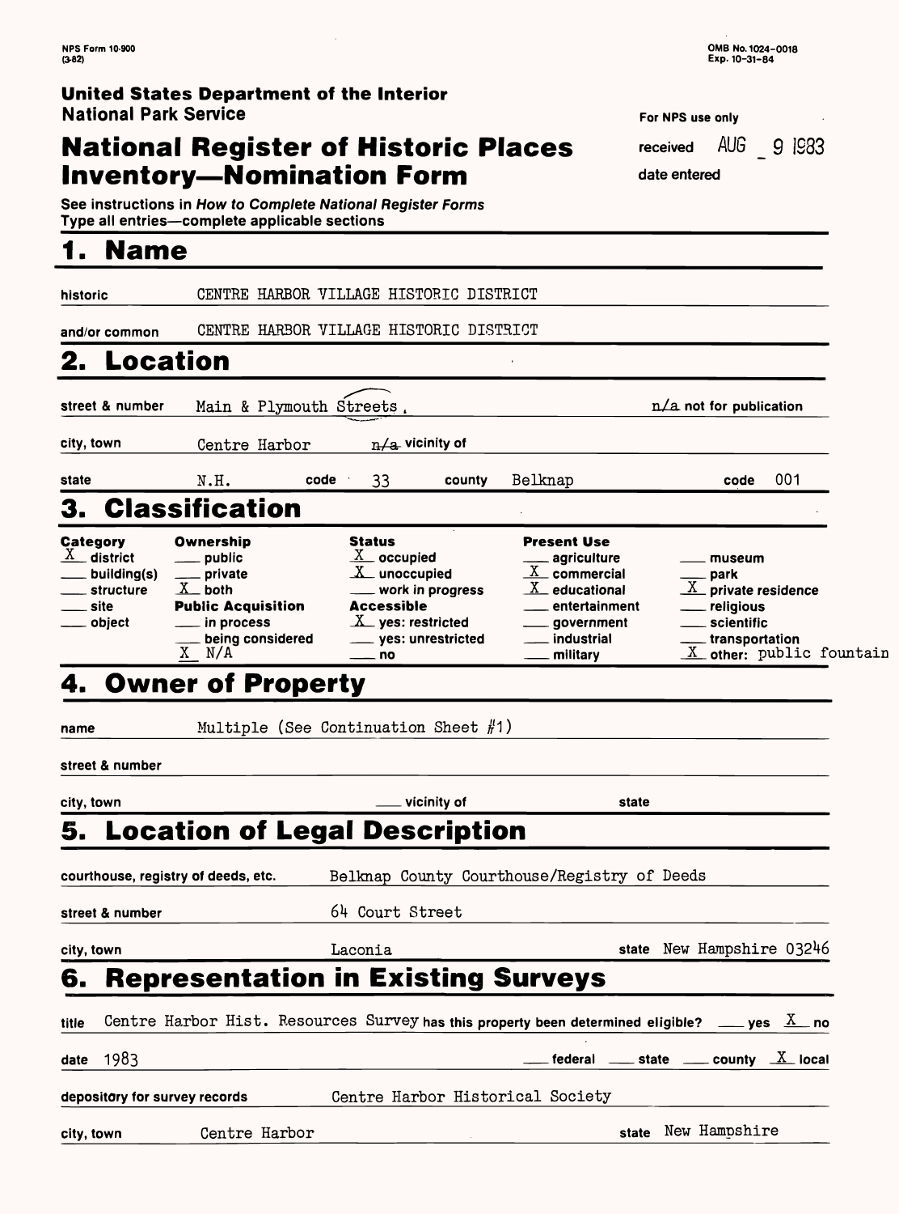NPS Form 10-900
(3-82)

OMB No. 1024-0018
Exp. 10-31-84

**United States Department of the Interior**
**National Park Service**

# National Register of Historic Places Inventory—Nomination Form

For NPS use only

received AUG 9 1983

date entered

See instructions in *How to Complete National Register Forms*
Type all entries—complete applicable sections

## 1. Name

historic CENTRE HARBOR VILLAGE HISTORIC DISTRICT

and/or common CENTRE HARBOR VILLAGE HISTORIC DISTRICT

## 2. Location

street & number Main & Plymouth Streets. n/a not for publication

city, town Centre Harbor n/a vicinity of

state N.H. code 33 county Belknap code 001

## 3. Classification

| Category | Ownership | Status | Present Use | |
|---|---|---|---|---|
| X district | ___ public | X occupied | ___ agriculture | ___ museum |
| ___ building(s) | ___ private | X unoccupied | X commercial | ___ park |
| ___ structure | X both | ___ work in progress | X educational | X private residence |
| ___ site | **Public Acquisition** | **Accessible** | ___ entertainment | ___ religious |
| ___ object | ___ in process | X yes: restricted | ___ government | ___ scientific |
| | ___ being considered | ___ yes: unrestricted | ___ industrial | ___ transportation |
| | X N/A | ___ no | ___ military | X other: public fountain |

## 4. Owner of Property

name Multiple (See Continuation Sheet #1)

street & number

city, town ___ vicinity of state

## 5. Location of Legal Description

courthouse, registry of deeds, etc. Belknap County Courthouse/Registry of Deeds

street & number 64 Court Street

city, town Laconia state New Hampshire 03246

## 6. Representation in Existing Surveys

title Centre Harbor Hist. Resources Survey has this property been determined eligible? ___ yes X no

date 1983 ___ federal ___ state ___ county X local

depository for survey records Centre Harbor Historical Society

city, town Centre Harbor state New Hampshire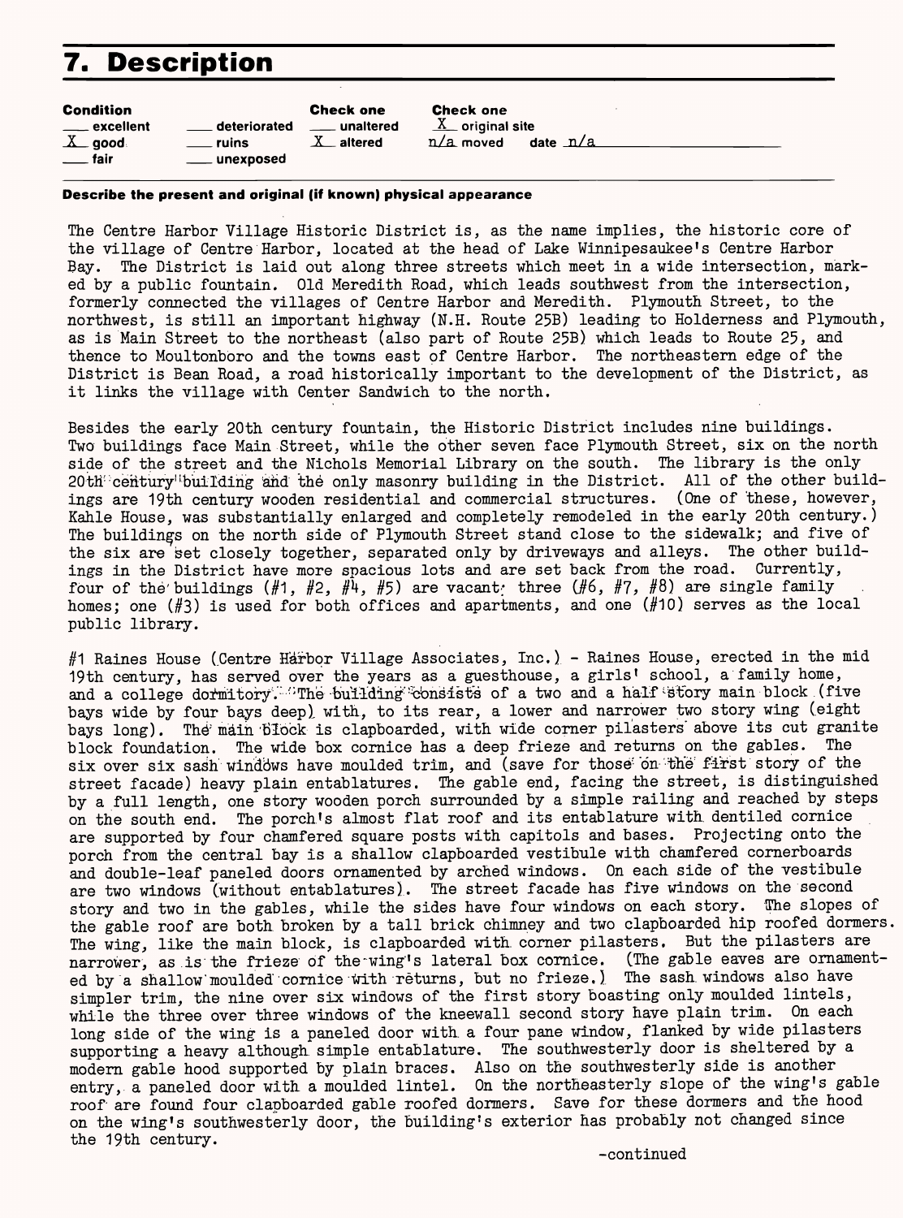## 7. Description

| Condition | | Check one | Check one |
|---|---|---|---|
| ___ excellent | ___ deteriorated | ___ unaltered | X original site |
| X good | ___ ruins | X altered | n/a moved date n/a |
| ___ fair | ___ unexposed | | |

**Describe the present and original (if known) physical appearance**

The Centre Harbor Village Historic District is, as the name implies, the historic core of the village of Centre Harbor, located at the head of Lake Winnipesaukee's Centre Harbor Bay. The District is laid out along three streets which meet in a wide intersection, marked by a public fountain. Old Meredith Road, which leads southwest from the intersection, formerly connected the villages of Centre Harbor and Meredith. Plymouth Street, to the northwest, is still an important highway (N.H. Route 25B) leading to Holderness and Plymouth, as is Main Street to the northeast (also part of Route 25B) which leads to Route 25, and thence to Moultonboro and the towns east of Centre Harbor. The northeastern edge of the District is Bean Road, a road historically important to the development of the District, as it links the village with Center Sandwich to the north.

Besides the early 20th century fountain, the Historic District includes nine buildings. Two buildings face Main Street, while the other seven face Plymouth Street, six on the north side of the street and the Nichols Memorial Library on the south. The library is the only 20th century building and the only masonry building in the District. All of the other buildings are 19th century wooden residential and commercial structures. (One of these, however, Kahle House, was substantially enlarged and completely remodeled in the early 20th century.) The buildings on the north side of Plymouth Street stand close to the sidewalk; and five of the six are set closely together, separated only by driveways and alleys. The other buildings in the District have more spacious lots and are set back from the road. Currently, four of the buildings (#1, #2, #4, #5) are vacant; three (#6, #7, #8) are single family homes; one (#3) is used for both offices and apartments, and one (#10) serves as the local public library.

#1 Raines House (Centre Harbor Village Associates, Inc.) - Raines House, erected in the mid 19th century, has served over the years as a guesthouse, a girls' school, a family home, and a college dormitory. The building consists of a two and a half story main block (five bays wide by four bays deep) with, to its rear, a lower and narrower two story wing (eight bays long). The main block is clapboarded, with wide corner pilasters above its cut granite block foundation. The wide box cornice has a deep frieze and returns on the gables. The six over six sash windows have moulded trim, and (save for those on the first story of the street facade) heavy plain entablatures. The gable end, facing the street, is distinguished by a full length, one story wooden porch surrounded by a simple railing and reached by steps on the south end. The porch's almost flat roof and its entablature with dentiled cornice are supported by four chamfered square posts with capitols and bases. Projecting onto the porch from the central bay is a shallow clapboarded vestibule with chamfered cornerboards and double-leaf paneled doors ornamented by arched windows. On each side of the vestibule are two windows (without entablatures). The street facade has five windows on the second story and two in the gables, while the sides have four windows on each story. The slopes of the gable roof are both broken by a tall brick chimney and two clapboarded hip roofed dormers. The wing, like the main block, is clapboarded with corner pilasters. But the pilasters are narrower, as is the frieze of the wing's lateral box cornice. (The gable eaves are ornamented by a shallow moulded cornice with returns, but no frieze.) The sash windows also have simpler trim, the nine over six windows of the first story boasting only moulded lintels, while the three over three windows of the kneewall second story have plain trim. On each long side of the wing is a paneled door with a four pane window, flanked by wide pilasters supporting a heavy although simple entablature. The southwesterly door is sheltered by a modern gable hood supported by plain braces. Also on the southwesterly side is another entry, a paneled door with a moulded lintel. On the northeasterly slope of the wing's gable roof are found four clapboarded gable roofed dormers. Save for these dormers and the hood on the wing's southwesterly door, the building's exterior has probably not changed since the 19th century.

-continued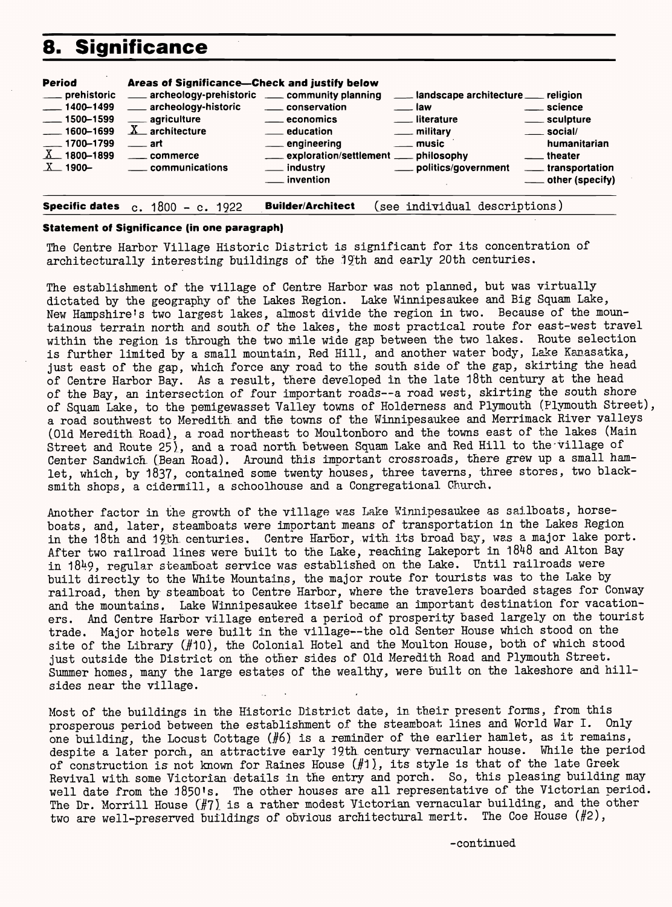## 8. Significance

| Period | Areas of Significance—Check and justify below | | | |
|---|---|---|---|---|
| ___ prehistoric | ___ archeology-prehistoric | ___ community planning | ___ landscape architecture | ___ religion |
| ___ 1400–1499 | ___ archeology-historic | ___ conservation | ___ law | ___ science |
| ___ 1500–1599 | ___ agriculture | ___ economics | ___ literature | ___ sculpture |
| ___ 1600–1699 | X architecture | ___ education | ___ military | ___ social/ humanitarian |
| ___ 1700–1799 | ___ art | ___ engineering | ___ music | ___ theater |
| X 1800–1899 | ___ commerce | ___ exploration/settlement | ___ philosophy | ___ transportation |
| X 1900– | ___ communications | ___ industry | ___ politics/government | ___ other (specify) |
| | | ___ invention | | |

**Specific dates** c. 1800 - c. 1922 **Builder/Architect** (see individual descriptions)

**Statement of Significance (in one paragraph)**

The Centre Harbor Village Historic District is significant for its concentration of architecturally interesting buildings of the 19th and early 20th centuries.

The establishment of the village of Centre Harbor was not planned, but was virtually dictated by the geography of the Lakes Region. Lake Winnipesaukee and Big Squam Lake, New Hampshire's two largest lakes, almost divide the region in two. Because of the mountainous terrain north and south of the lakes, the most practical route for east-west travel within the region is through the two mile wide gap between the two lakes. Route selection is further limited by a small mountain, Red Hill, and another water body, Lake Kanasatka, just east of the gap, which force any road to the south side of the gap, skirting the head of Centre Harbor Bay. As a result, there developed in the late 18th century at the head of the Bay, an intersection of four important roads--a road west, skirting the south shore of Squam Lake, to the pemigewasset Valley towns of Holderness and Plymouth (Plymouth Street), a road southwest to Meredith and the towns of the Winnipesaukee and Merrimack River valleys (Old Meredith Road), a road northeast to Moultonboro and the towns east of the lakes (Main Street and Route 25), and a road north between Squam Lake and Red Hill to the village of Center Sandwich (Bean Road). Around this important crossroads, there grew up a small hamlet, which, by 1837, contained some twenty houses, three taverns, three stores, two blacksmith shops, a cidermill, a schoolhouse and a Congregational Church.

Another factor in the growth of the village was Lake Winnipesaukee as sailboats, horseboats, and, later, steamboats were important means of transportation in the Lakes Region in the 18th and 19th centuries. Centre Harbor, with its broad bay, was a major lake port. After two railroad lines were built to the Lake, reaching Lakeport in 1848 and Alton Bay in 1849, regular steamboat service was established on the Lake. Until railroads were built directly to the White Mountains, the major route for tourists was to the Lake by railroad, then by steamboat to Centre Harbor, where the travelers boarded stages for Conway and the mountains. Lake Winnipesaukee itself became an important destination for vacationers. And Centre Harbor village entered a period of prosperity based largely on the tourist trade. Major hotels were built in the village--the old Senter House which stood on the site of the Library (#10), the Colonial Hotel and the Moulton House, both of which stood just outside the District on the other sides of Old Meredith Road and Plymouth Street. Summer homes, many the large estates of the wealthy, were built on the lakeshore and hillsides near the village.

Most of the buildings in the Historic District date, in their present forms, from this prosperous period between the establishment of the steamboat lines and World War I. Only one building, the Locust Cottage (#6) is a reminder of the earlier hamlet, as it remains, despite a later porch, an attractive early 19th century vernacular house. While the period of construction is not known for Raines House (#1), its style is that of the late Greek Revival with some Victorian details in the entry and porch. So, this pleasing building may well date from the 1850's. The other houses are all representative of the Victorian period. The Dr. Morrill House (#7) is a rather modest Victorian vernacular building, and the other two are well-preserved buildings of obvious architectural merit. The Coe House (#2),

-continued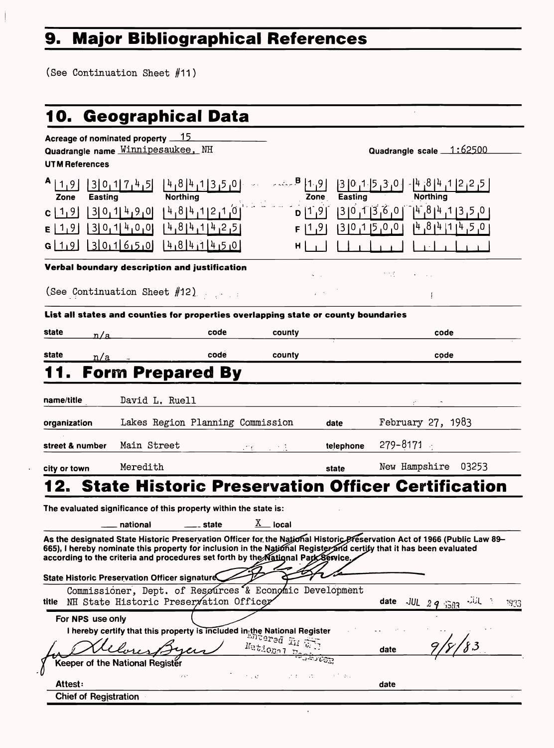## 9. Major Bibliographical References

(See Continuation Sheet #11)

## 10. Geographical Data

Acreage of nominated property 15

Quadrangle name Winnipesaukee, NH

Quadrangle scale 1:62500

**UTM References**

| | Zone | Easting | Northing | | Zone | Easting | Northing |
|---|---|---|---|---|---|---|---|
| A | 19 | 301745 | 4841350 | B | 19 | 301530 | 4841225 |
| C | 19 | 301490 | 4841210 | D | 19 | 301360 | 4841350 |
| E | 19 | 301400 | 4841425 | F | 19 | 301500 | 4841450 |
| G | 19 | 301650 | 4841450 | H | | | |

**Verbal boundary description and justification**

(See Continuation Sheet #12)

**List all states and counties for properties overlapping state or county boundaries**

| state | code | county | code |
|---|---|---|---|
| n/a | | | |
| n/a | | | |

## 11. Form Prepared By

name/title: David L. Ruell

organization: Lakes Region Planning Commission

date: February 27, 1983

street & number: Main Street

telephone: 279-8171

city or town: Meredith

state: New Hampshire 03253

## 12. State Historic Preservation Officer Certification

The evaluated significance of this property within the state is:

___ national ___ state X local

As the designated State Historic Preservation Officer for the National Historic Preservation Act of 1966 (Public Law 89–665), I hereby nominate this property for inclusion in the National Register and certify that it has been evaluated according to the criteria and procedures set forth by the National Park Service.

State Historic Preservation Officer signature

title: Commissioner, Dept. of Resources & Economic Development NH State Historic Preservation Officer

date: JUL 29 1983

For NPS use only

I hereby certify that this property is included in the National Register

Entered in the National Register

Keeper of the National Register

date: 9/8/83

Attest:

Chief of Registration

date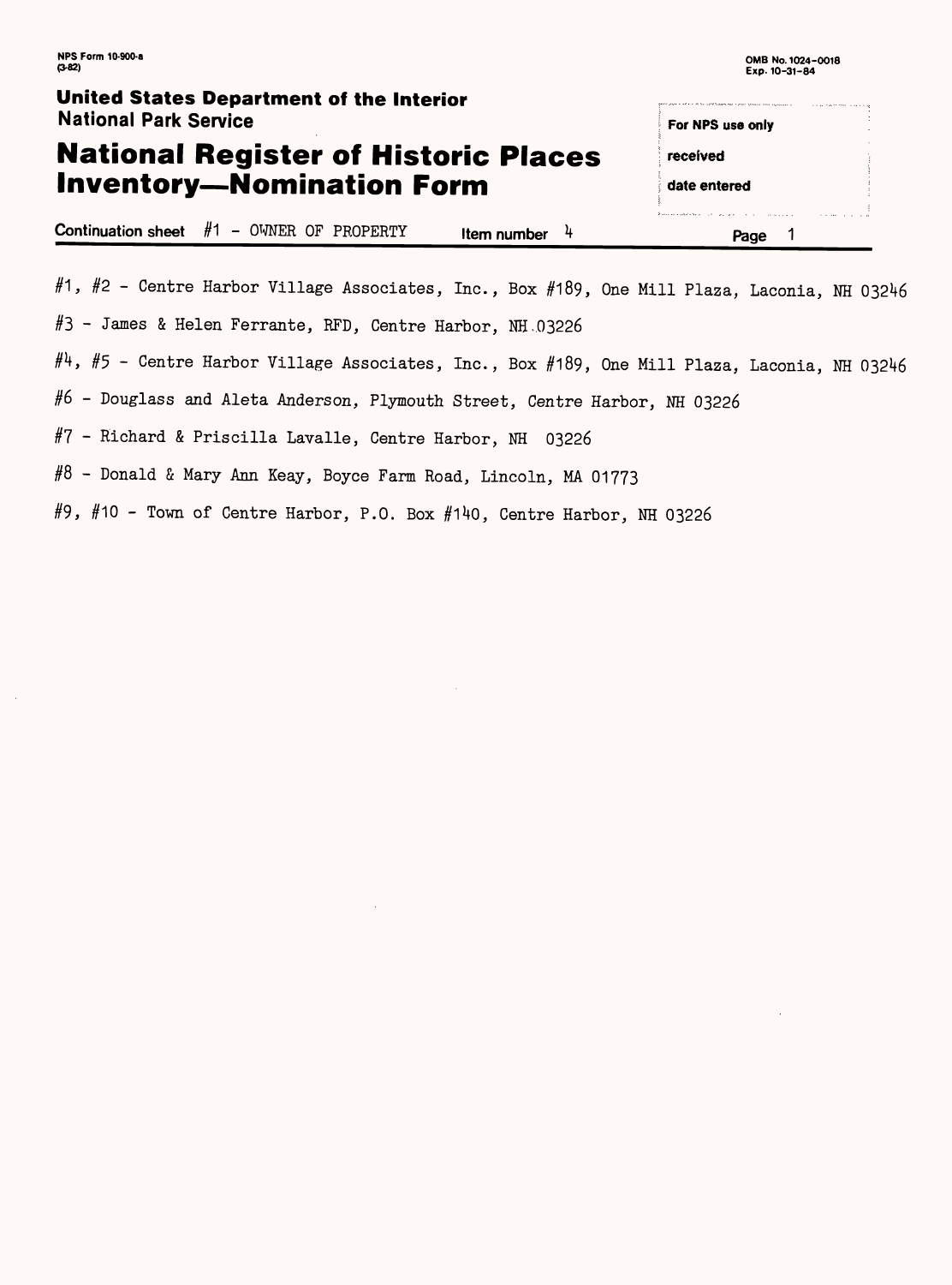NPS Form 10-900-a
(3-82)

OMB No. 1024-0018
Exp. 10-31-84

**United States Department of the Interior**
**National Park Service**

# National Register of Historic Places Inventory—Nomination Form

For NPS use only

received

date entered

**Continuation sheet** #1 - OWNER OF PROPERTY **Item number** 4 **Page** 1

#1, #2 - Centre Harbor Village Associates, Inc., Box #189, One Mill Plaza, Laconia, NH 03246

#3 - James & Helen Ferrante, RFD, Centre Harbor, NH 03226

#4, #5 - Centre Harbor Village Associates, Inc., Box #189, One Mill Plaza, Laconia, NH 03246

#6 - Douglass and Aleta Anderson, Plymouth Street, Centre Harbor, NH 03226

#7 - Richard & Priscilla Lavalle, Centre Harbor, NH 03226

#8 - Donald & Mary Ann Keay, Boyce Farm Road, Lincoln, MA 01773

#9, #10 - Town of Centre Harbor, P.O. Box #140, Centre Harbor, NH 03226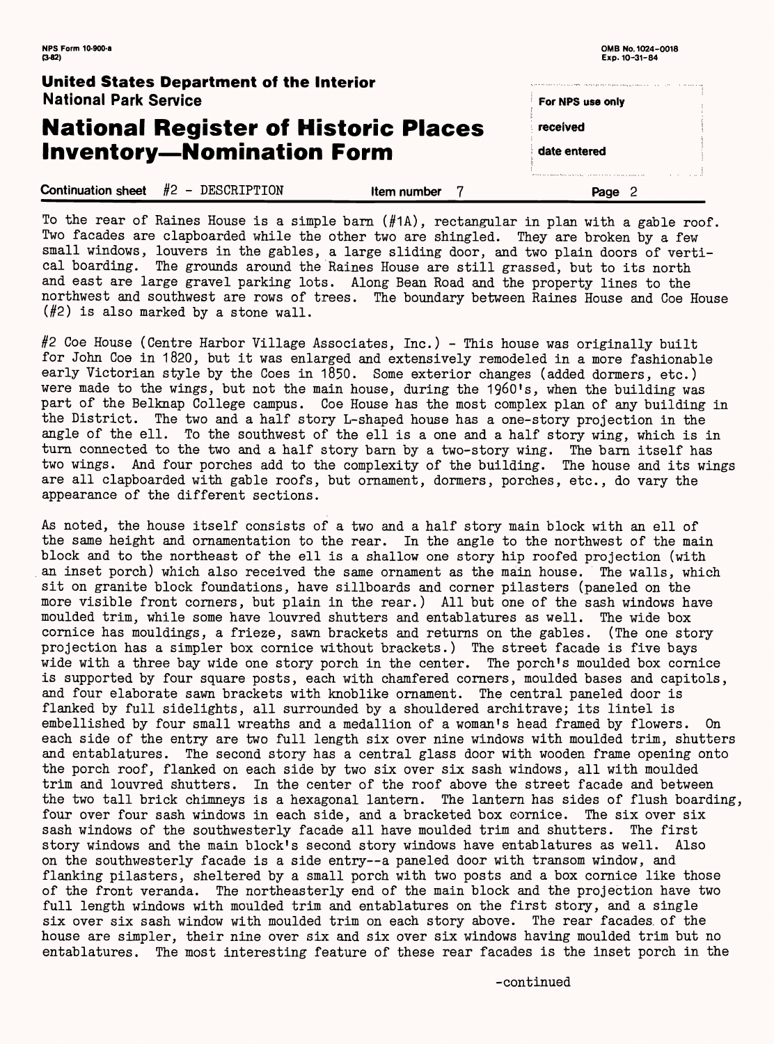To the rear of Raines House is a simple barn (#1A), rectangular in plan with a gable roof. Two facades are clapboarded while the other two are shingled. They are broken by a few small windows, louvers in the gables, a large sliding door, and two plain doors of vertical boarding. The grounds around the Raines House are still grassed, but to its north and east are large gravel parking lots. Along Bean Road and the property lines to the northwest and southwest are rows of trees. The boundary between Raines House and Coe House (#2) is also marked by a stone wall.

#2 Coe House (Centre Harbor Village Associates, Inc.) - This house was originally built for John Coe in 1820, but it was enlarged and extensively remodeled in a more fashionable early Victorian style by the Coes in 1850. Some exterior changes (added dormers, etc.) were made to the wings, but not the main house, during the 1960's, when the building was part of the Belknap College campus. Coe House has the most complex plan of any building in the District. The two and a half story L-shaped house has a one-story projection in the angle of the ell. To the southwest of the ell is a one and a half story wing, which is in turn connected to the two and a half story barn by a two-story wing. The barn itself has two wings. And four porches add to the complexity of the building. The house and its wings are all clapboarded with gable roofs, but ornament, dormers, porches, etc., do vary the appearance of the different sections.

As noted, the house itself consists of a two and a half story main block with an ell of the same height and ornamentation to the rear. In the angle to the northwest of the main block and to the northeast of the ell is a shallow one story hip roofed projection (with an inset porch) which also received the same ornament as the main house. The walls, which sit on granite block foundations, have sillboards and corner pilasters (paneled on the more visible front corners, but plain in the rear.) All but one of the sash windows have moulded trim, while some have louvred shutters and entablatures as well. The wide box cornice has mouldings, a frieze, sawn brackets and returns on the gables. (The one story projection has a simpler box cornice without brackets.) The street facade is five bays wide with a three bay wide one story porch in the center. The porch's moulded box cornice is supported by four square posts, each with chamfered corners, moulded bases and capitols, and four elaborate sawn brackets with knoblike ornament. The central paneled door is flanked by full sidelights, all surrounded by a shouldered architrave; its lintel is embellished by four small wreaths and a medallion of a woman's head framed by flowers. On each side of the entry are two full length six over nine windows with moulded trim, shutters and entablatures. The second story has a central glass door with wooden frame opening onto the porch roof, flanked on each side by two six over six sash windows, all with moulded trim and louvred shutters. In the center of the roof above the street facade and between the two tall brick chimneys is a hexagonal lantern. The lantern has sides of flush boarding, four over four sash windows in each side, and a bracketed box cornice. The six over six sash windows of the southwesterly facade all have moulded trim and shutters. The first story windows and the main block's second story windows have entablatures as well. Also on the southwesterly facade is a side entry--a paneled door with transom window, and flanking pilasters, sheltered by a small porch with two posts and a box cornice like those of the front veranda. The northeasterly end of the main block and the projection have two full length windows with moulded trim and entablatures on the first story, and a single six over six sash window with moulded trim on each story above. The rear facades of the house are simpler, their nine over six and six over six windows having moulded trim but no entablatures. The most interesting feature of these rear facades is the inset porch in the

-continued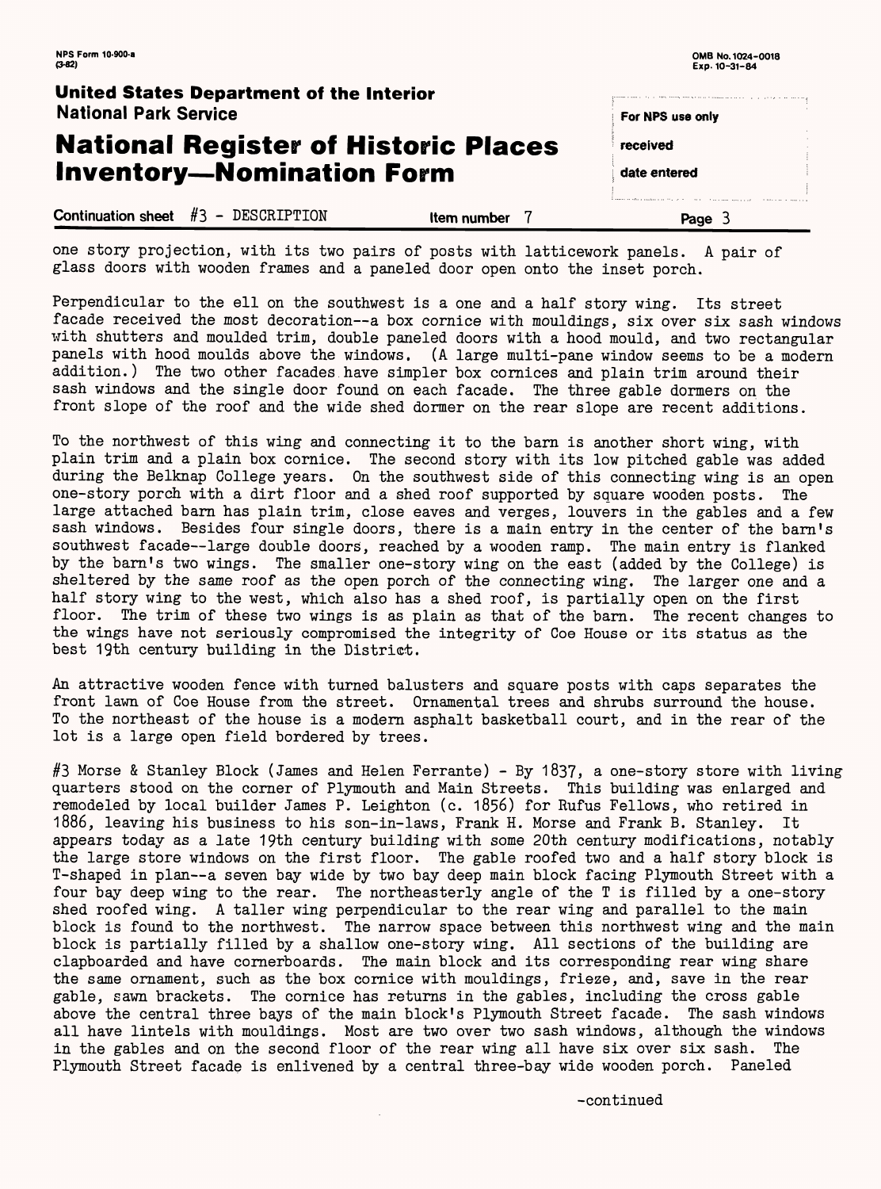one story projection, with its two pairs of posts with latticework panels. A pair of glass doors with wooden frames and a paneled door open onto the inset porch.

Perpendicular to the ell on the southwest is a one and a half story wing. Its street facade received the most decoration--a box cornice with mouldings, six over six sash windows with shutters and moulded trim, double paneled doors with a hood mould, and two rectangular panels with hood moulds above the windows. (A large multi-pane window seems to be a modern addition.) The two other facades have simpler box cornices and plain trim around their sash windows and the single door found on each facade. The three gable dormers on the front slope of the roof and the wide shed dormer on the rear slope are recent additions.

To the northwest of this wing and connecting it to the barn is another short wing, with plain trim and a plain box cornice. The second story with its low pitched gable was added during the Belknap College years. On the southwest side of this connecting wing is an open one-story porch with a dirt floor and a shed roof supported by square wooden posts. The large attached barn has plain trim, close eaves and verges, louvers in the gables and a few sash windows. Besides four single doors, there is a main entry in the center of the barn's southwest facade--large double doors, reached by a wooden ramp. The main entry is flanked by the barn's two wings. The smaller one-story wing on the east (added by the College) is sheltered by the same roof as the open porch of the connecting wing. The larger one and a half story wing to the west, which also has a shed roof, is partially open on the first floor. The trim of these two wings is as plain as that of the barn. The recent changes to the wings have not seriously compromised the integrity of Coe House or its status as the best 19th century building in the District.

An attractive wooden fence with turned balusters and square posts with caps separates the front lawn of Coe House from the street. Ornamental trees and shrubs surround the house. To the northeast of the house is a modern asphalt basketball court, and in the rear of the lot is a large open field bordered by trees.

#3 Morse & Stanley Block (James and Helen Ferrante) - By 1837, a one-story store with living quarters stood on the corner of Plymouth and Main Streets. This building was enlarged and remodeled by local builder James P. Leighton (c. 1856) for Rufus Fellows, who retired in 1886, leaving his business to his son-in-laws, Frank H. Morse and Frank B. Stanley. It appears today as a late 19th century building with some 20th century modifications, notably the large store windows on the first floor. The gable roofed two and a half story block is T-shaped in plan--a seven bay wide by two bay deep main block facing Plymouth Street with a four bay deep wing to the rear. The northeasterly angle of the T is filled by a one-story shed roofed wing. A taller wing perpendicular to the rear wing and parallel to the main block is found to the northwest. The narrow space between this northwest wing and the main block is partially filled by a shallow one-story wing. All sections of the building are clapboarded and have cornerboards. The main block and its corresponding rear wing share the same ornament, such as the box cornice with mouldings, frieze, and, save in the rear gable, sawn brackets. The cornice has returns in the gables, including the cross gable above the central three bays of the main block's Plymouth Street facade. The sash windows all have lintels with mouldings. Most are two over two sash windows, although the windows in the gables and on the second floor of the rear wing all have six over six sash. The Plymouth Street facade is enlivened by a central three-bay wide wooden porch. Paneled

-continued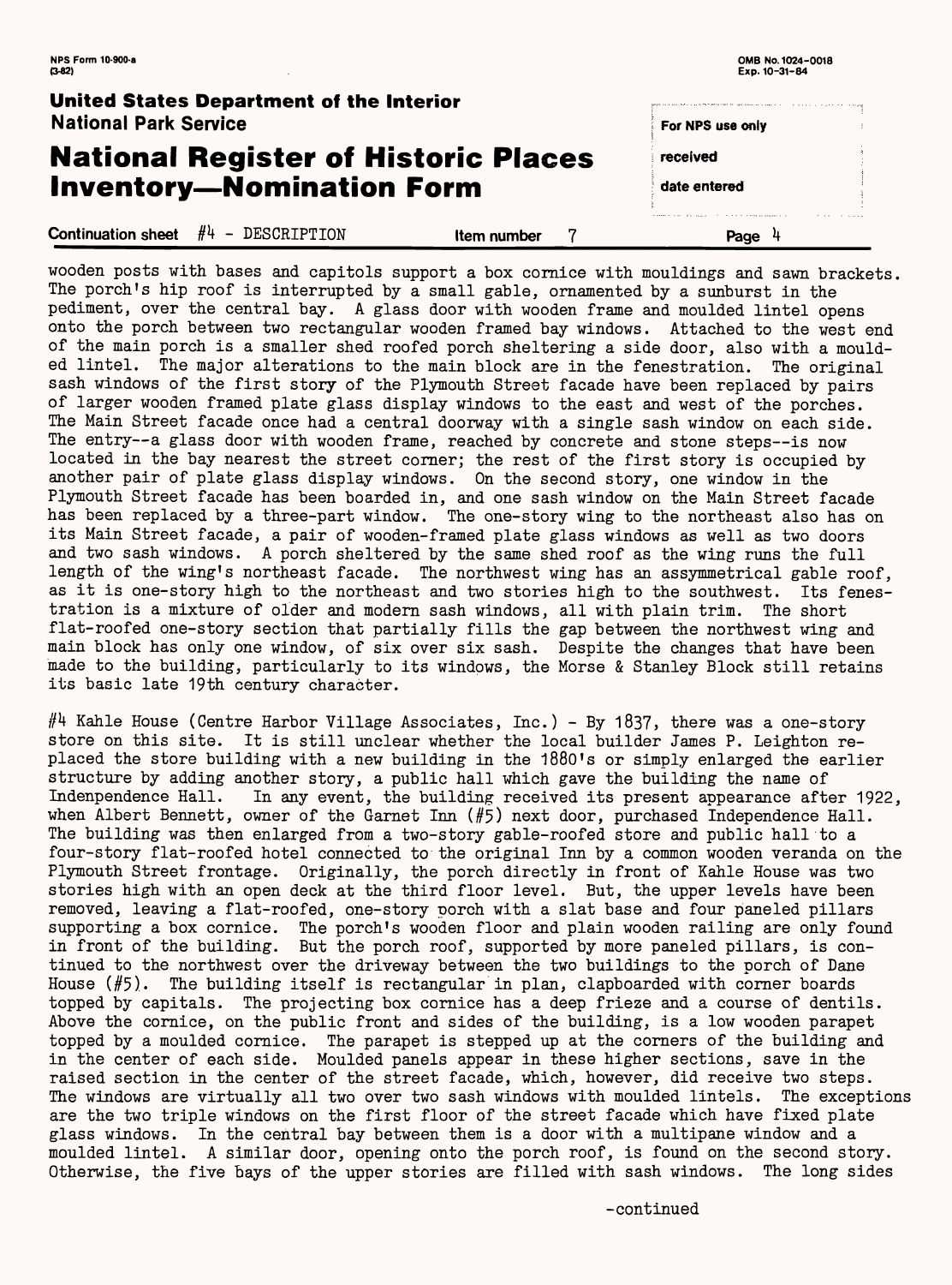wooden posts with bases and capitols support a box cornice with mouldings and sawn brackets. The porch's hip roof is interrupted by a small gable, ornamented by a sunburst in the pediment, over the central bay. A glass door with wooden frame and moulded lintel opens onto the porch between two rectangular wooden framed bay windows. Attached to the west end of the main porch is a smaller shed roofed porch sheltering a side door, also with a moulded lintel. The major alterations to the main block are in the fenestration. The original sash windows of the first story of the Plymouth Street facade have been replaced by pairs of larger wooden framed plate glass display windows to the east and west of the porches. The Main Street facade once had a central doorway with a single sash window on each side. The entry--a glass door with wooden frame, reached by concrete and stone steps--is now located in the bay nearest the street corner; the rest of the first story is occupied by another pair of plate glass display windows. On the second story, one window in the Plymouth Street facade has been boarded in, and one sash window on the Main Street facade has been replaced by a three-part window. The one-story wing to the northeast also has on its Main Street facade, a pair of wooden-framed plate glass windows as well as two doors and two sash windows. A porch sheltered by the same shed roof as the wing runs the full length of the wing's northeast facade. The northwest wing has an assymmetrical gable roof, as it is one-story high to the northeast and two stories high to the southwest. Its fenestration is a mixture of older and modern sash windows, all with plain trim. The short flat-roofed one-story section that partially fills the gap between the northwest wing and main block has only one window, of six over six sash. Despite the changes that have been made to the building, particularly to its windows, the Morse & Stanley Block still retains its basic late 19th century character.

#4 Kahle House (Centre Harbor Village Associates, Inc.) - By 1837, there was a one-story store on this site. It is still unclear whether the local builder James P. Leighton replaced the store building with a new building in the 1880's or simply enlarged the earlier structure by adding another story, a public hall which gave the building the name of Indenpendence Hall. In any event, the building received its present appearance after 1922, when Albert Bennett, owner of the Garnet Inn (#5) next door, purchased Independence Hall. The building was then enlarged from a two-story gable-roofed store and public hall to a four-story flat-roofed hotel connected to the original Inn by a common wooden veranda on the Plymouth Street frontage. Originally, the porch directly in front of Kahle House was two stories high with an open deck at the third floor level. But, the upper levels have been removed, leaving a flat-roofed, one-story porch with a slat base and four paneled pillars supporting a box cornice. The porch's wooden floor and plain wooden railing are only found in front of the building. But the porch roof, supported by more paneled pillars, is continued to the northwest over the driveway between the two buildings to the porch of Dane House (#5). The building itself is rectangular in plan, clapboarded with corner boards topped by capitals. The projecting box cornice has a deep frieze and a course of dentils. Above the cornice, on the public front and sides of the building, is a low wooden parapet topped by a moulded cornice. The parapet is stepped up at the corners of the building and in the center of each side. Moulded panels appear in these higher sections, save in the raised section in the center of the street facade, which, however, did receive two steps. The windows are virtually all two over two sash windows with moulded lintels. The exceptions are the two triple windows on the first floor of the street facade which have fixed plate glass windows. In the central bay between them is a door with a multipane window and a moulded lintel. A similar door, opening onto the porch roof, is found on the second story. Otherwise, the five bays of the upper stories are filled with sash windows. The long sides

-continued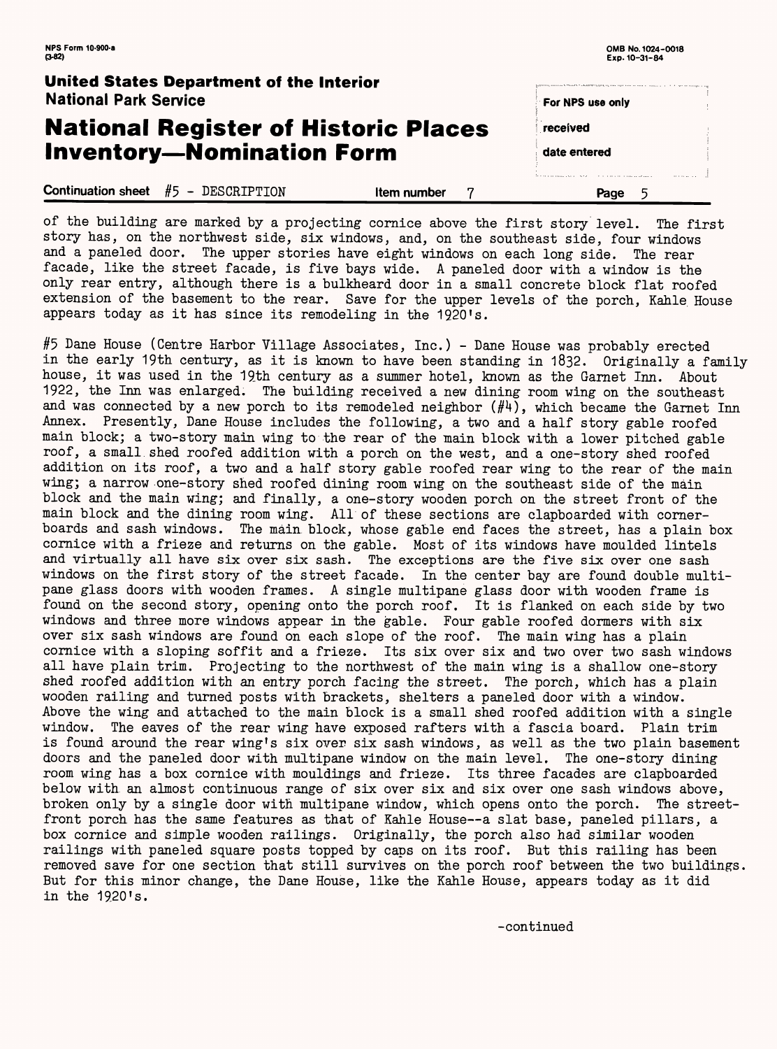of the building are marked by a projecting cornice above the first story level. The first story has, on the northwest side, six windows, and, on the southeast side, four windows and a paneled door. The upper stories have eight windows on each long side. The rear facade, like the street facade, is five bays wide. A paneled door with a window is the only rear entry, although there is a bulkheard door in a small concrete block flat roofed extension of the basement to the rear. Save for the upper levels of the porch, Kahle House appears today as it has since its remodeling in the 1920's.

#5 Dane House (Centre Harbor Village Associates, Inc.) - Dane House was probably erected in the early 19th century, as it is known to have been standing in 1832. Originally a family house, it was used in the 19th century as a summer hotel, known as the Garnet Inn. About 1922, the Inn was enlarged. The building received a new dining room wing on the southeast and was connected by a new porch to its remodeled neighbor (#4), which became the Garnet Inn Annex. Presently, Dane House includes the following, a two and a half story gable roofed main block; a two-story main wing to the rear of the main block with a lower pitched gable roof, a small shed roofed addition with a porch on the west, and a one-story shed roofed addition on its roof, a two and a half story gable roofed rear wing to the rear of the main wing; a narrow one-story shed roofed dining room wing on the southeast side of the main block and the main wing; and finally, a one-story wooden porch on the street front of the main block and the dining room wing. All of these sections are clapboarded with cornerboards and sash windows. The main block, whose gable end faces the street, has a plain box cornice with a frieze and returns on the gable. Most of its windows have moulded lintels and virtually all have six over six sash. The exceptions are the five six over one sash windows on the first story of the street facade. In the center bay are found double multipane glass doors with wooden frames. A single multipane glass door with wooden frame is found on the second story, opening onto the porch roof. It is flanked on each side by two windows and three more windows appear in the gable. Four gable roofed dormers with six over six sash windows are found on each slope of the roof. The main wing has a plain cornice with a sloping soffit and a frieze. Its six over six and two over two sash windows all have plain trim. Projecting to the northwest of the main wing is a shallow one-story shed roofed addition with an entry porch facing the street. The porch, which has a plain wooden railing and turned posts with brackets, shelters a paneled door with a window. Above the wing and attached to the main block is a small shed roofed addition with a single window. The eaves of the rear wing have exposed rafters with a fascia board. Plain trim is found around the rear wing's six over six sash windows, as well as the two plain basement doors and the paneled door with multipane window on the main level. The one-story dining room wing has a box cornice with mouldings and frieze. Its three facades are clapboarded below with an almost continuous range of six over six and six over one sash windows above, broken only by a single door with multipane window, which opens onto the porch. The street-front porch has the same features as that of Kahle House--a slat base, paneled pillars, a box cornice and simple wooden railings. Originally, the porch also had similar wooden railings with paneled square posts topped by caps on its roof. But this railing has been removed save for one section that still survives on the porch roof between the two buildings. But for this minor change, the Dane House, like the Kahle House, appears today as it did in the 1920's.

-continued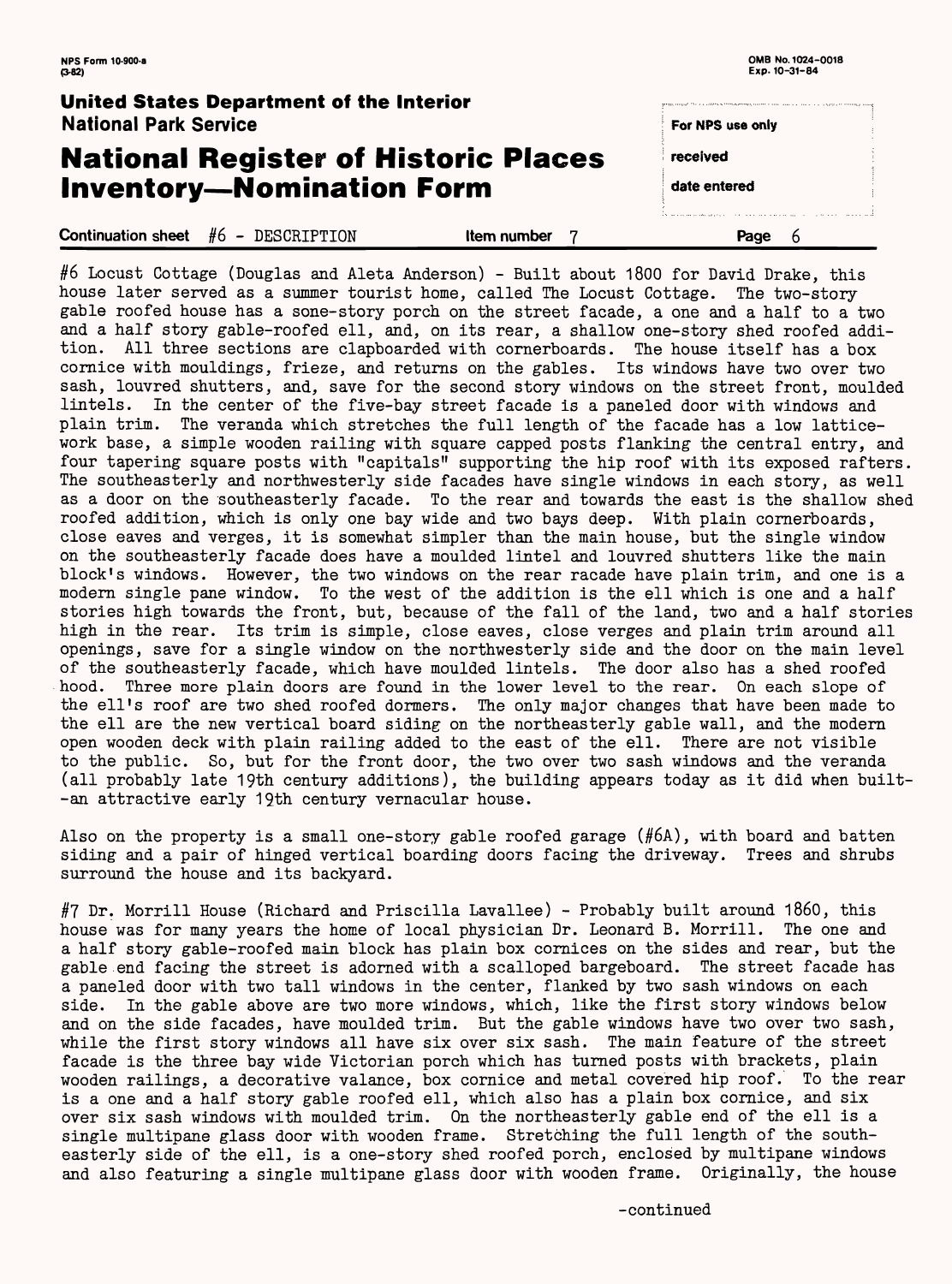**United States Department of the Interior**
**National Park Service**

# National Register of Historic Places Inventory—Nomination Form

For NPS use only
received
date entered

Continuation sheet #6 - DESCRIPTION Item number 7 Page 6

#6 Locust Cottage (Douglas and Aleta Anderson) - Built about 1800 for David Drake, this house later served as a summer tourist home, called The Locust Cottage. The two-story gable roofed house has a sone-story porch on the street facade, a one and a half to a two and a half story gable-roofed ell, and, on its rear, a shallow one-story shed roofed addition. All three sections are clapboarded with cornerboards. The house itself has a box cornice with mouldings, frieze, and returns on the gables. Its windows have two over two sash, louvred shutters, and, save for the second story windows on the street front, moulded lintels. In the center of the five-bay street facade is a paneled door with windows and plain trim. The veranda which stretches the full length of the facade has a low latticework base, a simple wooden railing with square capped posts flanking the central entry, and four tapering square posts with "capitals" supporting the hip roof with its exposed rafters. The southeasterly and northwesterly side facades have single windows in each story, as well as a door on the southeasterly facade. To the rear and towards the east is the shallow shed roofed addition, which is only one bay wide and two bays deep. With plain cornerboards, close eaves and verges, it is somewhat simpler than the main house, but the single window on the southeasterly facade does have a moulded lintel and louvred shutters like the main block's windows. However, the two windows on the rear racade have plain trim, and one is a modern single pane window. To the west of the addition is the ell which is one and a half stories high towards the front, but, because of the fall of the land, two and a half stories high in the rear. Its trim is simple, close eaves, close verges and plain trim around all openings, save for a single window on the northwesterly side and the door on the main level of the southeasterly facade, which have moulded lintels. The door also has a shed roofed hood. Three more plain doors are found in the lower level to the rear. On each slope of the ell's roof are two shed roofed dormers. The only major changes that have been made to the ell are the new vertical board siding on the northeasterly gable wall, and the modern open wooden deck with plain railing added to the east of the ell. There are not visible to the public. So, but for the front door, the two over two sash windows and the veranda (all probably late 19th century additions), the building appears today as it did when built--an attractive early 19th century vernacular house.

Also on the property is a small one-story gable roofed garage (#6A), with board and batten siding and a pair of hinged vertical boarding doors facing the driveway. Trees and shrubs surround the house and its backyard.

#7 Dr. Morrill House (Richard and Priscilla Lavallee) - Probably built around 1860, this house was for many years the home of local physician Dr. Leonard B. Morrill. The one and a half story gable-roofed main block has plain box cornices on the sides and rear, but the gable end facing the street is adorned with a scalloped bargeboard. The street facade has a paneled door with two tall windows in the center, flanked by two sash windows on each side. In the gable above are two more windows, which, like the first story windows below and on the side facades, have moulded trim. But the gable windows have two over two sash, while the first story windows all have six over six sash. The main feature of the street facade is the three bay wide Victorian porch which has turned posts with brackets, plain wooden railings, a decorative valance, box cornice and metal covered hip roof. To the rear is a one and a half story gable roofed ell, which also has a plain box cornice, and six over six sash windows with moulded trim. On the northeasterly gable end of the ell is a single multipane glass door with wooden frame. Stretching the full length of the southeasterly side of the ell, is a one-story shed roofed porch, enclosed by multipane windows and also featuring a single multipane glass door with wooden frame. Originally, the house

-continued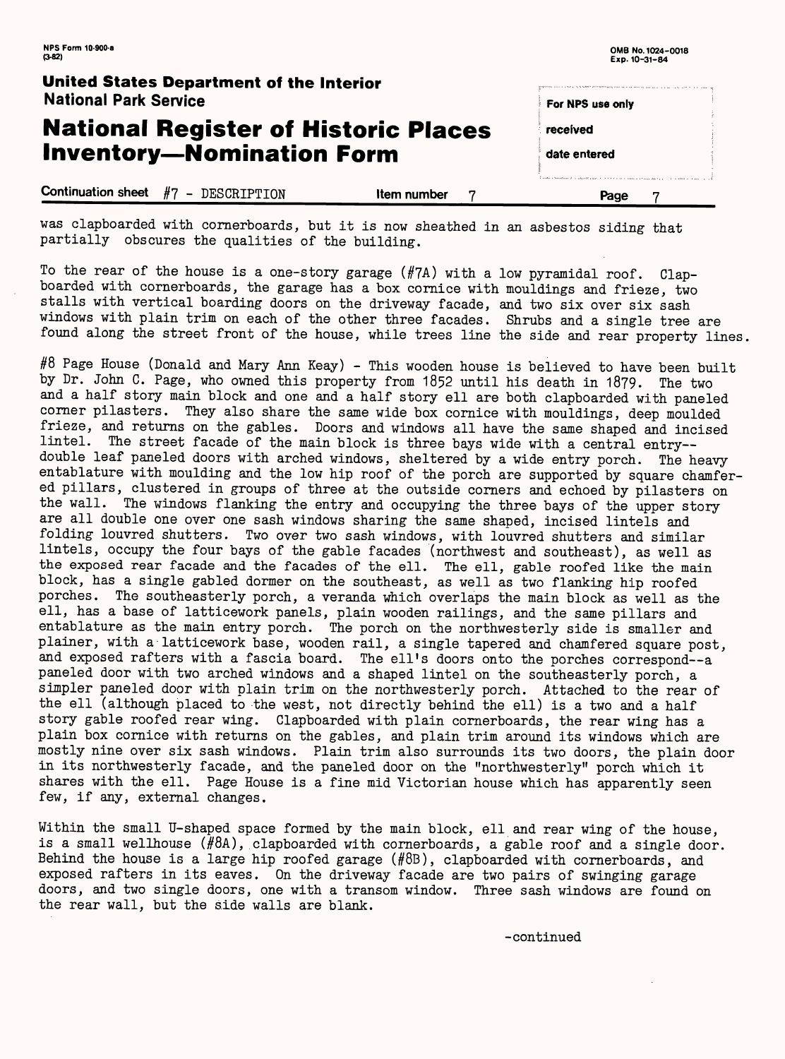Continuation sheet #7 - DESCRIPTION Item number 7 Page 7

was clapboarded with cornerboards, but it is now sheathed in an asbestos siding that partially obscures the qualities of the building.

To the rear of the house is a one-story garage (#7A) with a low pyramidal roof. Clapboarded with cornerboards, the garage has a box cornice with mouldings and frieze, two stalls with vertical boarding doors on the driveway facade, and two six over six sash windows with plain trim on each of the other three facades. Shrubs and a single tree are found along the street front of the house, while trees line the side and rear property lines.

#8 Page House (Donald and Mary Ann Keay) - This wooden house is believed to have been built by Dr. John C. Page, who owned this property from 1852 until his death in 1879. The two and a half story main block and one and a half story ell are both clapboarded with paneled corner pilasters. They also share the same wide box cornice with mouldings, deep moulded frieze, and returns on the gables. Doors and windows all have the same shaped and incised lintel. The street facade of the main block is three bays wide with a central entry--double leaf paneled doors with arched windows, sheltered by a wide entry porch. The heavy entablature with moulding and the low hip roof of the porch are supported by square chamfered pillars, clustered in groups of three at the outside corners and echoed by pilasters on the wall. The windows flanking the entry and occupying the three bays of the upper story are all double one over one sash windows sharing the same shaped, incised lintels and folding louvred shutters. Two over two sash windows, with louvred shutters and similar lintels, occupy the four bays of the gable facades (northwest and southeast), as well as the exposed rear facade and the facades of the ell. The ell, gable roofed like the main block, has a single gabled dormer on the southeast, as well as two flanking hip roofed porches. The southeasterly porch, a veranda which overlaps the main block as well as the ell, has a base of latticework panels, plain wooden railings, and the same pillars and entablature as the main entry porch. The porch on the northwesterly side is smaller and plainer, with a latticework base, wooden rail, a single tapered and chamfered square post, and exposed rafters with a fascia board. The ell's doors onto the porches correspond--a paneled door with two arched windows and a shaped lintel on the southeasterly porch, a simpler paneled door with plain trim on the northwesterly porch. Attached to the rear of the ell (although placed to the west, not directly behind the ell) is a two and a half story gable roofed rear wing. Clapboarded with plain cornerboards, the rear wing has a plain box cornice with returns on the gables, and plain trim around its windows which are mostly nine over six sash windows. Plain trim also surrounds its two doors, the plain door in its northwesterly facade, and the paneled door on the "northwesterly" porch which it shares with the ell. Page House is a fine mid Victorian house which has apparently seen few, if any, external changes.

Within the small U-shaped space formed by the main block, ell and rear wing of the house, is a small wellhouse (#8A), clapboarded with cornerboards, a gable roof and a single door. Behind the house is a large hip roofed garage (#8B), clapboarded with cornerboards, and exposed rafters in its eaves. On the driveway facade are two pairs of swinging garage doors, and two single doors, one with a transom window. Three sash windows are found on the rear wall, but the side walls are blank.

-continued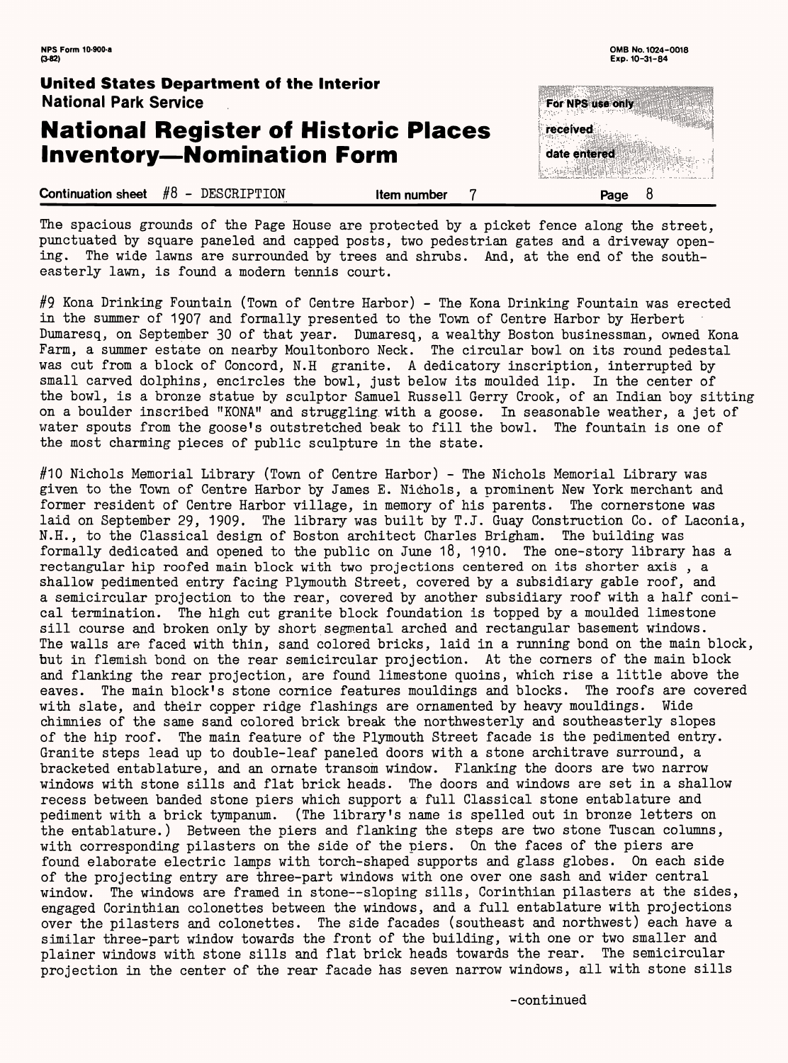The spacious grounds of the Page House are protected by a picket fence along the street, punctuated by square paneled and capped posts, two pedestrian gates and a driveway opening. The wide lawns are surrounded by trees and shrubs. And, at the end of the southeasterly lawn, is found a modern tennis court.

#9 Kona Drinking Fountain (Town of Centre Harbor) - The Kona Drinking Fountain was erected in the summer of 1907 and formally presented to the Town of Centre Harbor by Herbert Dumaresq, on September 30 of that year. Dumaresq, a wealthy Boston businessman, owned Kona Farm, a summer estate on nearby Moultonboro Neck. The circular bowl on its round pedestal was cut from a block of Concord, N.H granite. A dedicatory inscription, interrupted by small carved dolphins, encircles the bowl, just below its moulded lip. In the center of the bowl, is a bronze statue by sculptor Samuel Russell Gerry Crook, of an Indian boy sitting on a boulder inscribed "KONA" and struggling with a goose. In seasonable weather, a jet of water spouts from the goose's outstretched beak to fill the bowl. The fountain is one of the most charming pieces of public sculpture in the state.

#10 Nichols Memorial Library (Town of Centre Harbor) - The Nichols Memorial Library was given to the Town of Centre Harbor by James E. Nichols, a prominent New York merchant and former resident of Centre Harbor village, in memory of his parents. The cornerstone was laid on September 29, 1909. The library was built by T.J. Guay Construction Co. of Laconia, N.H., to the Classical design of Boston architect Charles Brigham. The building was formally dedicated and opened to the public on June 18, 1910. The one-story library has a rectangular hip roofed main block with two projections centered on its shorter axis , a shallow pedimented entry facing Plymouth Street, covered by a subsidiary gable roof, and a semicircular projection to the rear, covered by another subsidiary roof with a half conical termination. The high cut granite block foundation is topped by a moulded limestone sill course and broken only by short segmental arched and rectangular basement windows. The walls are faced with thin, sand colored bricks, laid in a running bond on the main block, but in flemish bond on the rear semicircular projection. At the corners of the main block and flanking the rear projection, are found limestone quoins, which rise a little above the eaves. The main block's stone cornice features mouldings and blocks. The roofs are covered with slate, and their copper ridge flashings are ornamented by heavy mouldings. Wide chimnies of the same sand colored brick break the northwesterly and southeasterly slopes of the hip roof. The main feature of the Plymouth Street facade is the pedimented entry. Granite steps lead up to double-leaf paneled doors with a stone architrave surround, a bracketed entablature, and an ornate transom window. Flanking the doors are two narrow windows with stone sills and flat brick heads. The doors and windows are set in a shallow recess between banded stone piers which support a full Classical stone entablature and pediment with a brick tympanum. (The library's name is spelled out in bronze letters on the entablature.) Between the piers and flanking the steps are two stone Tuscan columns, with corresponding pilasters on the side of the piers. On the faces of the piers are found elaborate electric lamps with torch-shaped supports and glass globes. On each side of the projecting entry are three-part windows with one over one sash and wider central window. The windows are framed in stone--sloping sills, Corinthian pilasters at the sides, engaged Corinthian colonettes between the windows, and a full entablature with projections over the pilasters and colonettes. The side facades (southeast and northwest) each have a similar three-part window towards the front of the building, with one or two smaller and plainer windows with stone sills and flat brick heads towards the rear. The semicircular projection in the center of the rear facade has seven narrow windows, all with stone sills

-continued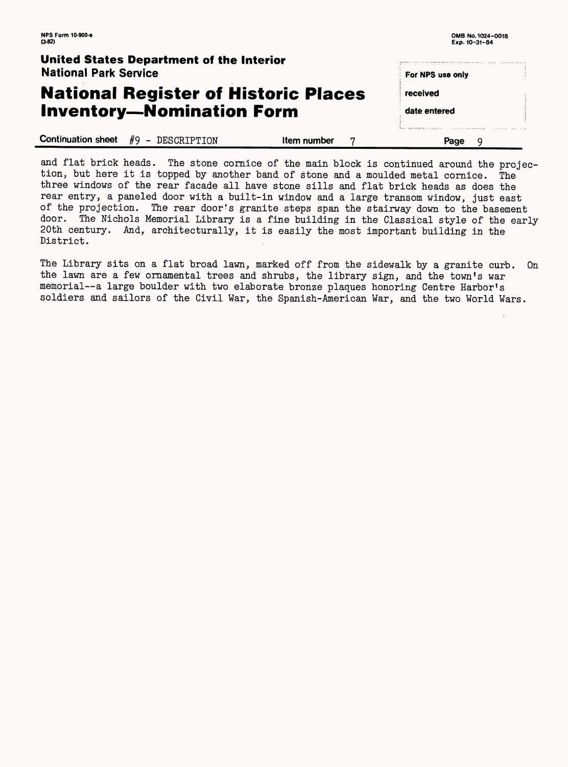and flat brick heads. The stone cornice of the main block is continued around the projection, but here it is topped by another band of stone and a moulded metal cornice. The three windows of the rear facade all have stone sills and flat brick heads as does the rear entry, a paneled door with a built-in window and a large transom window, just east of the projection. The rear door's granite steps span the stairway down to the basement door. The Nichols Memorial Library is a fine building in the Classical style of the early 20th century. And, architecturally, it is easily the most important building in the District.

The Library sits on a flat broad lawn, marked off from the sidewalk by a granite curb. On the lawn are a few ornamental trees and shrubs, the library sign, and the town's war memorial--a large boulder with two elaborate bronze plaques honoring Centre Harbor's soldiers and sailors of the Civil War, the Spanish-American War, and the two World Wars.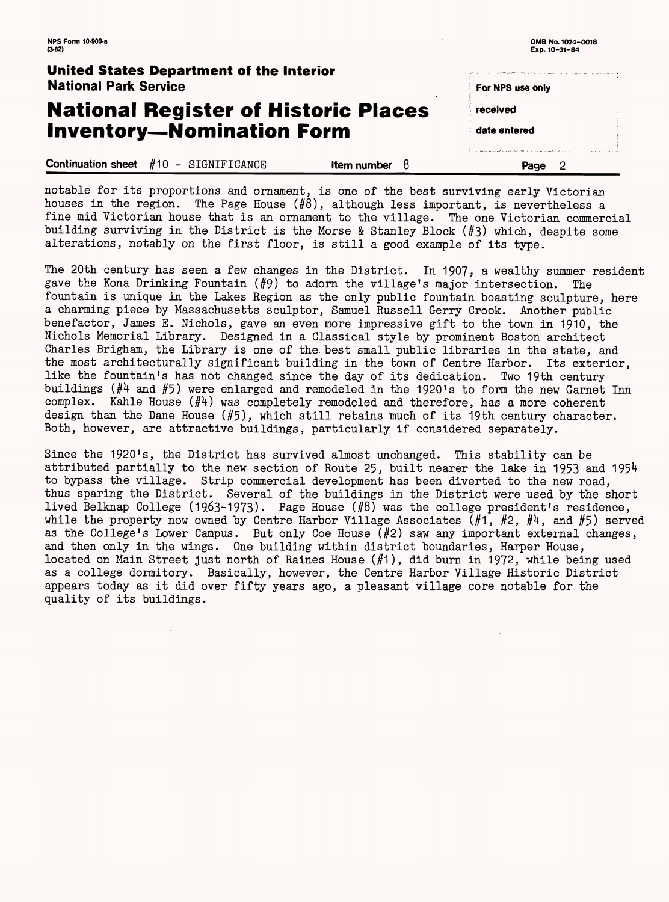notable for its proportions and ornament, is one of the best surviving early Victorian houses in the region. The Page House (#8), although less important, is nevertheless a fine mid Victorian house that is an ornament to the village. The one Victorian commercial building surviving in the District is the Morse & Stanley Block (#3) which, despite some alterations, notably on the first floor, is still a good example of its type.

The 20th century has seen a few changes in the District. In 1907, a wealthy summer resident gave the Kona Drinking Fountain (#9) to adorn the village's major intersection. The fountain is unique in the Lakes Region as the only public fountain boasting sculpture, here a charming piece by Massachusetts sculptor, Samuel Russell Gerry Crook. Another public benefactor, James E. Nichols, gave an even more impressive gift to the town in 1910, the Nichols Memorial Library. Designed in a Classical style by prominent Boston architect Charles Brigham, the Library is one of the best small public libraries in the state, and the most architecturally significant building in the town of Centre Harbor. Its exterior, like the fountain's has not changed since the day of its dedication. Two 19th century buildings (#4 and #5) were enlarged and remodeled in the 1920's to form the new Garnet Inn complex. Kahle House (#4) was completely remodeled and therefore, has a more coherent design than the Dane House (#5), which still retains much of its 19th century character. Both, however, are attractive buildings, particularly if considered separately.

Since the 1920's, the District has survived almost unchanged. This stability can be attributed partially to the new section of Route 25, built nearer the lake in 1953 and 1954 to bypass the village. Strip commercial development has been diverted to the new road, thus sparing the District. Several of the buildings in the District were used by the short lived Belknap College (1963-1973). Page House (#8) was the college president's residence, while the property now owned by Centre Harbor Village Associates (#1, #2, #4, and #5) served as the College's Lower Campus. But only Coe House (#2) saw any important external changes, and then only in the wings. One building within district boundaries, Harper House, located on Main Street just north of Raines House (#1), did burn in 1972, while being used as a college dormitory. Basically, however, the Centre Harbor Village Historic District appears today as it did over fifty years ago, a pleasant village core notable for the quality of its buildings.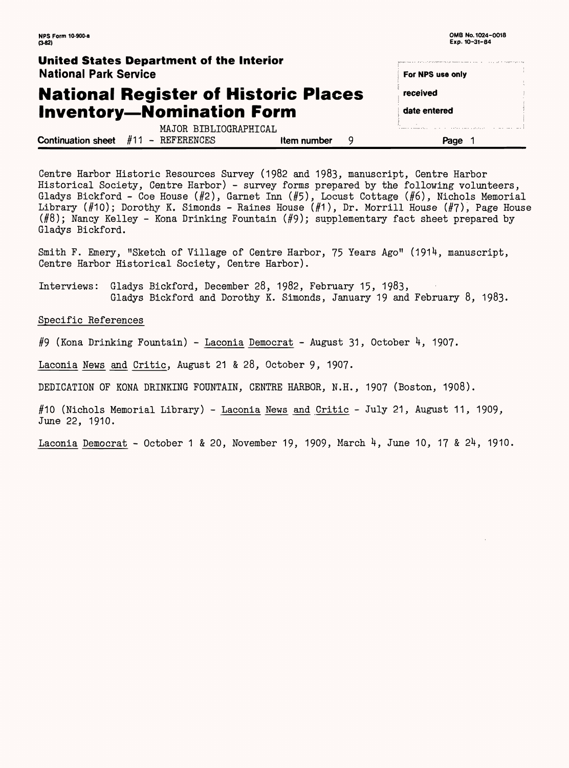**Continuation sheet** #11 - MAJOR BIBLIOGRAPHICAL REFERENCES **Item number** 9

Centre Harbor Historic Resources Survey (1982 and 1983, manuscript, Centre Harbor Historical Society, Centre Harbor) - survey forms prepared by the following volunteers, Gladys Bickford - Coe House (#2), Garnet Inn (#5), Locust Cottage (#6), Nichols Memorial Library (#10); Dorothy K. Simonds - Raines House (#1), Dr. Morrill House (#7), Page House (#8); Nancy Kelley - Kona Drinking Fountain (#9); supplementary fact sheet prepared by Gladys Bickford.

Smith F. Emery, "Sketch of Village of Centre Harbor, 75 Years Ago" (1914, manuscript, Centre Harbor Historical Society, Centre Harbor).

Interviews: Gladys Bickford, December 28, 1982, February 15, 1983,
Gladys Bickford and Dorothy K. Simonds, January 19 and February 8, 1983.

Specific References

#9 (Kona Drinking Fountain) - Laconia Democrat - August 31, October 4, 1907.

Laconia News and Critic, August 21 & 28, October 9, 1907.

DEDICATION OF KONA DRINKING FOUNTAIN, CENTRE HARBOR, N.H., 1907 (Boston, 1908).

#10 (Nichols Memorial Library) - Laconia News and Critic - July 21, August 11, 1909, June 22, 1910.

Laconia Democrat - October 1 & 20, November 19, 1909, March 4, June 10, 17 & 24, 1910.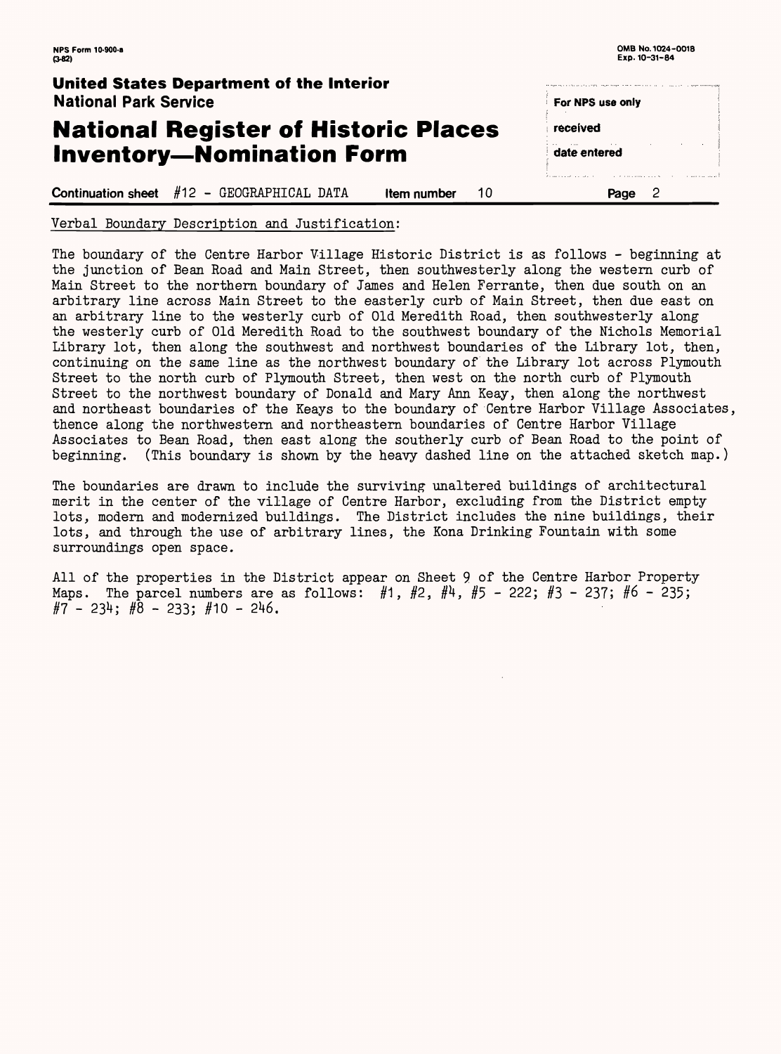NPS Form 10-900-a (3-82)

OMB No. 1024-0018 Exp. 10-31-84

**United States Department of the Interior**
**National Park Service**

# National Register of Historic Places Inventory—Nomination Form

For NPS use only

received

date entered

**Continuation sheet** #12 - GEOGRAPHICAL DATA **Item number** 10 **Page** 2

Verbal Boundary Description and Justification:

The boundary of the Centre Harbor Village Historic District is as follows - beginning at the junction of Bean Road and Main Street, then southwesterly along the western curb of Main Street to the northern boundary of James and Helen Ferrante, then due south on an arbitrary line across Main Street to the easterly curb of Main Street, then due east on an arbitrary line to the westerly curb of Old Meredith Road, then southwesterly along the westerly curb of Old Meredith Road to the southwest boundary of the Nichols Memorial Library lot, then along the southwest and northwest boundaries of the Library lot, then, continuing on the same line as the northwest boundary of the Library lot across Plymouth Street to the north curb of Plymouth Street, then west on the north curb of Plymouth Street to the northwest boundary of Donald and Mary Ann Keay, then along the northwest and northeast boundaries of the Keays to the boundary of Centre Harbor Village Associates, thence along the northwestern and northeastern boundaries of Centre Harbor Village Associates to Bean Road, then east along the southerly curb of Bean Road to the point of beginning. (This boundary is shown by the heavy dashed line on the attached sketch map.)

The boundaries are drawn to include the surviving unaltered buildings of architectural merit in the center of the village of Centre Harbor, excluding from the District empty lots, modern and modernized buildings. The District includes the nine buildings, their lots, and through the use of arbitrary lines, the Kona Drinking Fountain with some surroundings open space.

All of the properties in the District appear on Sheet 9 of the Centre Harbor Property Maps. The parcel numbers are as follows: #1, #2, #4, #5 - 222; #3 - 237; #6 - 235; #7 - 234; #8 - 233; #10 - 246.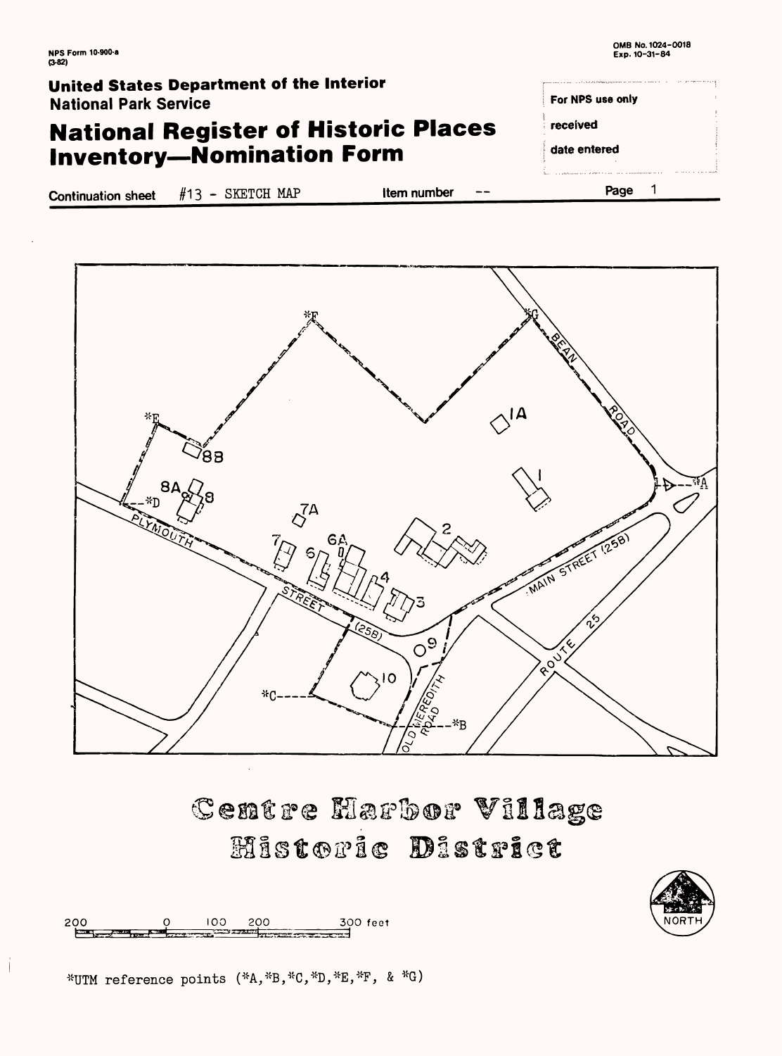NPS Form 10-900-a
(3-82)

OMB No. 1024-0018
Exp. 10-31-84

**United States Department of the Interior**
**National Park Service**

# National Register of Historic Places Inventory—Nomination Form

For NPS use only
received
date entered

Continuation sheet #13 - SKETCH MAP Item number -- Page 1

*F
*G
BEAN ROAD
*E
8B
1A
*A
8A
8
1
*D
7A
PLYMOUTH
2
7
6A
6
4
3
MAIN STREET (25B)
STREET
(25B)
9
ROUTE 25
10
*C
OLD MEREDITH ROAD
*B

# Centre Harbor Village Historic District

200 0 100 200 300 feet

NORTH

*UTM reference points (*A,*B,*C,*D,*E,*F, & *G)